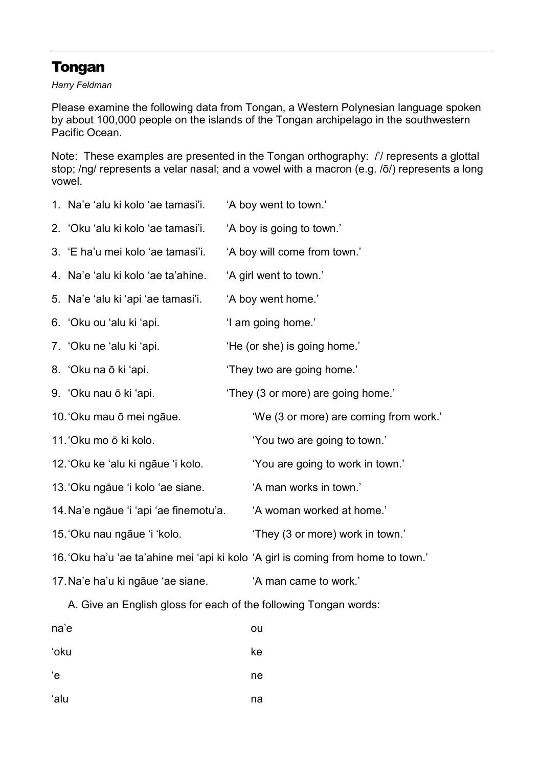# Tongan

*Harry Feldman*

Please examine the following data from Tongan, a Western Polynesian language spoken by about 100,000 people on the islands of the Tongan archipelago in the southwestern Pacific Ocean.

Note: These examples are presented in the Tongan orthography: /'/ represents a glottal stop; /ng/ represents a velar nasal; and a vowel with a macron (e.g. /ō/) represents a long vowel.

| | | |
|---|---|---|
| 1. | Na'e 'alu ki kolo 'ae tamasi'i. | 'A boy went to town.' |
| 2. | 'Oku 'alu ki kolo 'ae tamasi'i. | 'A boy is going to town.' |
| 3. | 'E ha'u mei kolo 'ae tamasi'i. | 'A boy will come from town.' |
| 4. | Na'e 'alu ki kolo 'ae ta'ahine. | 'A girl went to town.' |
| 5. | Na'e 'alu ki 'api 'ae tamasi'i. | 'A boy went home.' |
| 6. | 'Oku ou 'alu ki 'api. | 'I am going home.' |
| 7. | 'Oku ne 'alu ki 'api. | 'He (or she) is going home.' |
| 8. | 'Oku na ō ki 'api. | 'They two are going home.' |
| 9. | 'Oku nau ō ki 'api. | 'They (3 or more) are going home.' |
| 10. | 'Oku mau ō mei ngāue. | 'We (3 or more) are coming from work.' |
| 11. | 'Oku mo ō ki kolo. | 'You two are going to town.' |
| 12. | 'Oku ke 'alu ki ngāue 'i kolo. | 'You are going to work in town.' |
| 13. | 'Oku ngāue 'i kolo 'ae siane. | 'A man works in town.' |
| 14. | Na'e ngāue 'i 'api 'ae finemotu'a. | 'A woman worked at home.' |
| 15. | 'Oku nau ngāue 'i 'kolo. | 'They (3 or more) work in town.' |
| 16. | 'Oku ha'u 'ae ta'ahine mei 'api ki kolo | 'A girl is coming from home to town.' |
| 17. | Na'e ha'u ki ngāue 'ae siane. | 'A man came to work.' |

A. Give an English gloss for each of the following Tongan words:

| | |
|---|---|
| na'e | ou |
| 'oku | ke |
| 'e | ne |
| 'alu | na |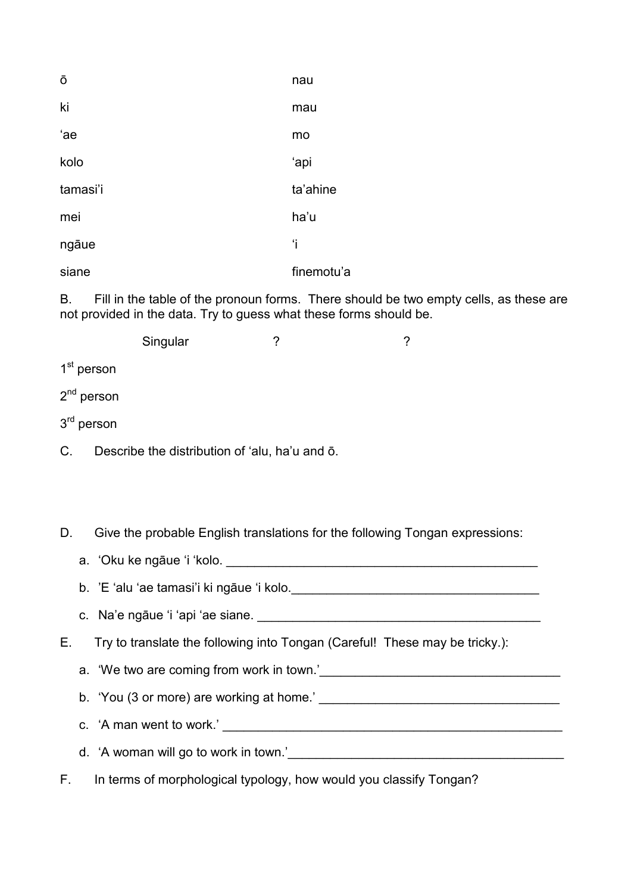| | |
|---|---|
| ō | nau |
| ki | mau |
| ‘ae | mo |
| kolo | ‘api |
| tamasi’i | ta’ahine |
| mei | ha’u |
| ngāue | ‘i |
| siane | finemotu’a |

B. Fill in the table of the pronoun forms. There should be two empty cells, as these are not provided in the data. Try to guess what these forms should be.

| | Singular | ? | ? |
|---|---|---|---|
| 1st person | | | |
| 2nd person | | | |
| 3rd person | | | |

C. Describe the distribution of ‘alu, ha’u and ō.

D. Give the probable English translations for the following Tongan expressions:

a. ‘Oku ke ngāue ‘i ‘kolo. ______________________________________________

b. ’E ‘alu ‘ae tamasi’i ki ngāue ‘i kolo.___________________________________

c. Na’e ngāue ‘i ‘api ‘ae siane. _________________________________________

E. Try to translate the following into Tongan (Careful! These may be tricky.):

a. ‘We two are coming from work in town.’_________________________________

b. ‘You (3 or more) are working at home.’ _________________________________

c. ‘A man went to work.’ _______________________________________________

d. ‘A woman will go to work in town.’_____________________________________

F. In terms of morphological typology, how would you classify Tongan?